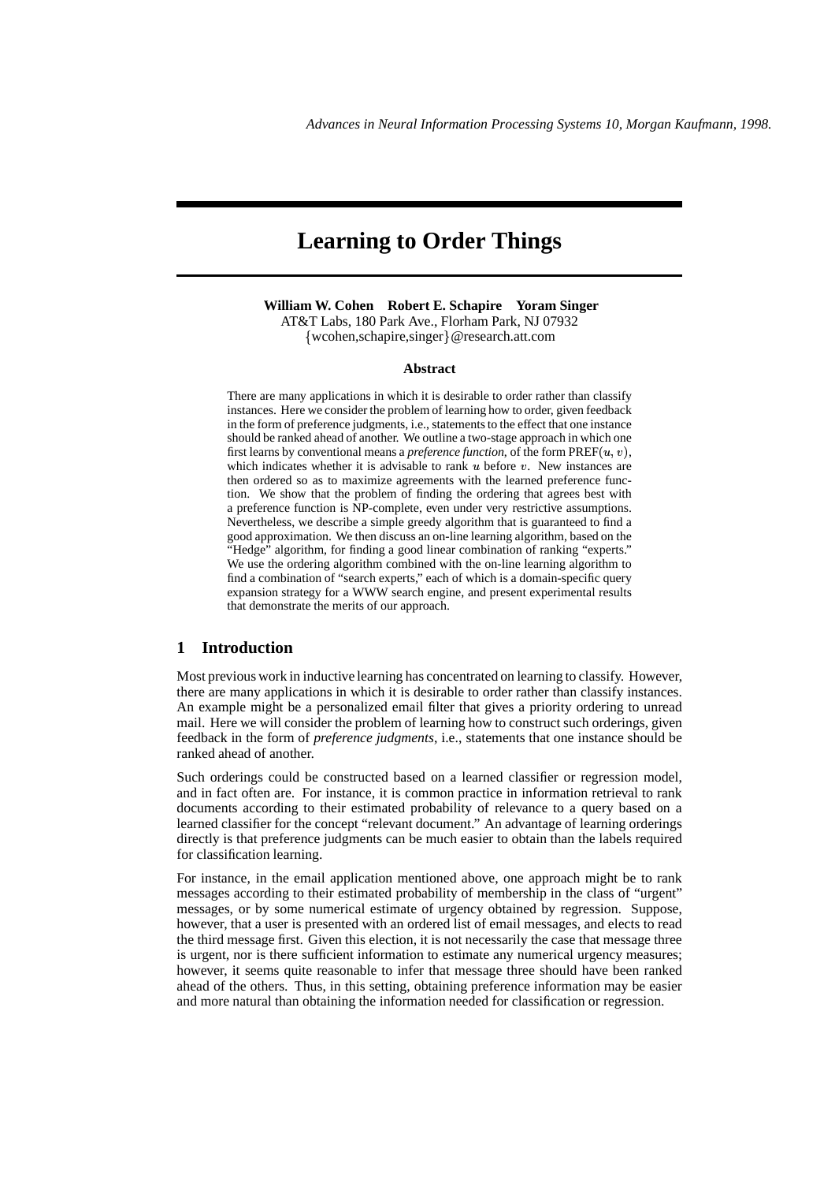*Advances in Neural Information Processing Systems 10, Morgan Kaufmann, 1998.*

# Learning to Order Things

**William W. Cohen  Robert E. Schapire  Yoram Singer**
AT&T Labs, 180 Park Ave., Florham Park, NJ 07932
{wcohen,schapire,singer}@research.att.com

### Abstract

There are many applications in which it is desirable to order rather than classify instances. Here we consider the problem of learning how to order, given feedback in the form of preference judgments, i.e., statements to the effect that one instance should be ranked ahead of another. We outline a two-stage approach in which one first learns by conventional means a *preference function*, of the form PREF$(u, v)$, which indicates whether it is advisable to rank $u$ before $v$. New instances are then ordered so as to maximize agreements with the learned preference function. We show that the problem of finding the ordering that agrees best with a preference function is NP-complete, even under very restrictive assumptions. Nevertheless, we describe a simple greedy algorithm that is guaranteed to find a good approximation. We then discuss an on-line learning algorithm, based on the "Hedge" algorithm, for finding a good linear combination of ranking "experts." We use the ordering algorithm combined with the on-line learning algorithm to find a combination of "search experts," each of which is a domain-specific query expansion strategy for a WWW search engine, and present experimental results that demonstrate the merits of our approach.

## 1 Introduction

Most previous work in inductive learning has concentrated on learning to classify. However, there are many applications in which it is desirable to order rather than classify instances. An example might be a personalized email filter that gives a priority ordering to unread mail. Here we will consider the problem of learning how to construct such orderings, given feedback in the form of *preference judgments*, i.e., statements that one instance should be ranked ahead of another.

Such orderings could be constructed based on a learned classifier or regression model, and in fact often are. For instance, it is common practice in information retrieval to rank documents according to their estimated probability of relevance to a query based on a learned classifier for the concept "relevant document." An advantage of learning orderings directly is that preference judgments can be much easier to obtain than the labels required for classification learning.

For instance, in the email application mentioned above, one approach might be to rank messages according to their estimated probability of membership in the class of "urgent" messages, or by some numerical estimate of urgency obtained by regression. Suppose, however, that a user is presented with an ordered list of email messages, and elects to read the third message first. Given this election, it is not necessarily the case that message three is urgent, nor is there sufficient information to estimate any numerical urgency measures; however, it seems quite reasonable to infer that message three should have been ranked ahead of the others. Thus, in this setting, obtaining preference information may be easier and more natural than obtaining the information needed for classification or regression.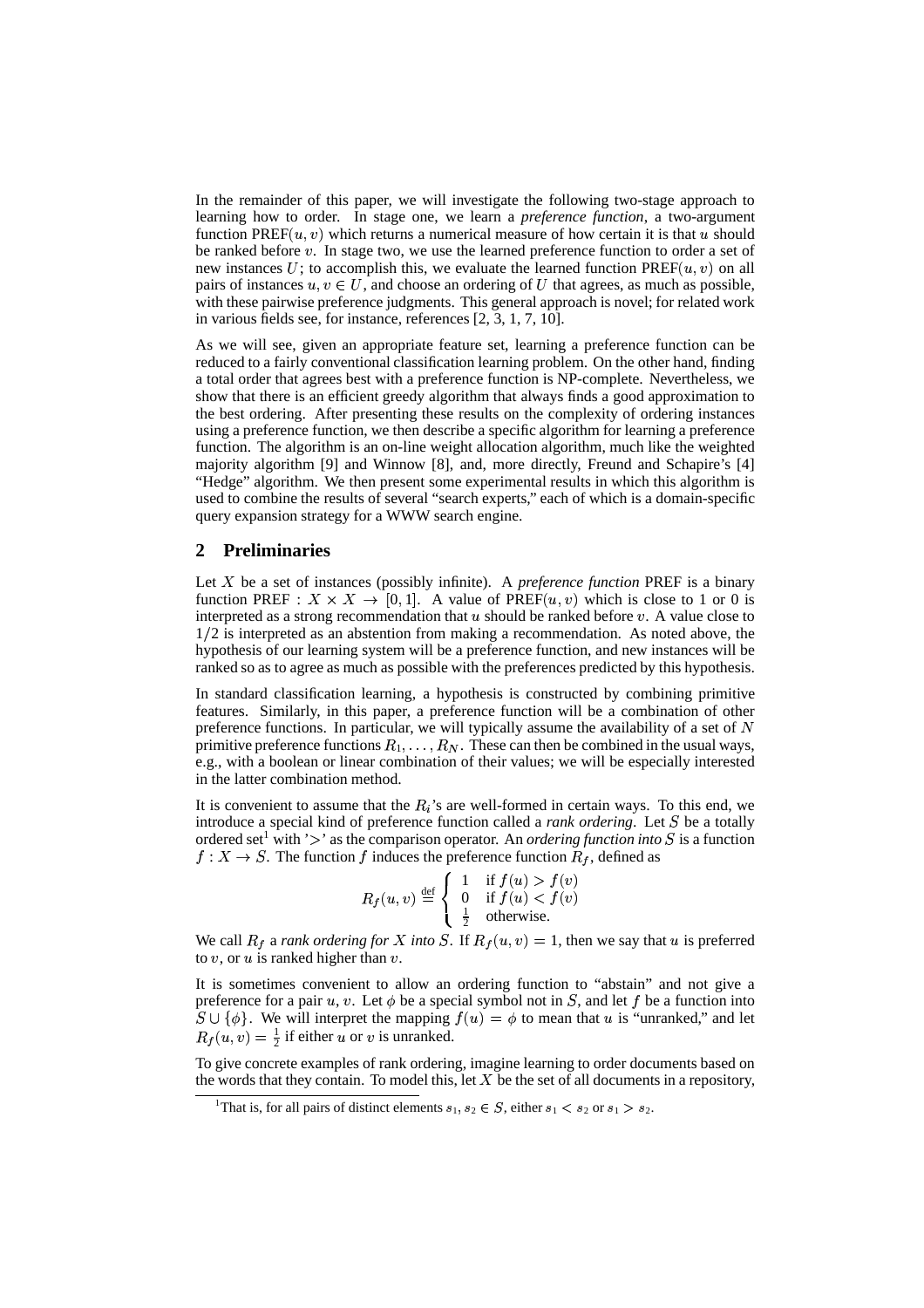In the remainder of this paper, we will investigate the following two-stage approach to learning how to order. In stage one, we learn a *preference function*, a two-argument function PREF$(u, v)$ which returns a numerical measure of how certain it is that $u$ should be ranked before $v$. In stage two, we use the learned preference function to order a set of new instances $U$; to accomplish this, we evaluate the learned function PREF$(u, v)$ on all pairs of instances $u, v \in U$, and choose an ordering of $U$ that agrees, as much as possible, with these pairwise preference judgments. This general approach is novel; for related work in various fields see, for instance, references [2, 3, 1, 7, 10].

As we will see, given an appropriate feature set, learning a preference function can be reduced to a fairly conventional classification learning problem. On the other hand, finding a total order that agrees best with a preference function is NP-complete. Nevertheless, we show that there is an efficient greedy algorithm that always finds a good approximation to the best ordering. After presenting these results on the complexity of ordering instances using a preference function, we then describe a specific algorithm for learning a preference function. The algorithm is an on-line weight allocation algorithm, much like the weighted majority algorithm [9] and Winnow [8], and, more directly, Freund and Schapire's [4] "Hedge" algorithm. We then present some experimental results in which this algorithm is used to combine the results of several "search experts," each of which is a domain-specific query expansion strategy for a WWW search engine.

## 2 Preliminaries

Let $X$ be a set of instances (possibly infinite). A *preference function* PREF is a binary function PREF : $X \times X \rightarrow [0, 1]$. A value of PREF$(u, v)$ which is close to 1 or 0 is interpreted as a strong recommendation that $u$ should be ranked before $v$. A value close to $1/2$ is interpreted as an abstention from making a recommendation. As noted above, the hypothesis of our learning system will be a preference function, and new instances will be ranked so as to agree as much as possible with the preferences predicted by this hypothesis.

In standard classification learning, a hypothesis is constructed by combining primitive features. Similarly, in this paper, a preference function will be a combination of other preference functions. In particular, we will typically assume the availability of a set of $N$ primitive preference functions $R_1, \ldots, R_N$. These can then be combined in the usual ways, e.g., with a boolean or linear combination of their values; we will be especially interested in the latter combination method.

It is convenient to assume that the $R_i$'s are well-formed in certain ways. To this end, we introduce a special kind of preference function called a *rank ordering*. Let $S$ be a totally ordered set[1] with '$>$' as the comparison operator. An *ordering function into* $S$ is a function $f : X \rightarrow S$. The function $f$ induces the preference function $R_f$, defined as

$$R_f(u, v) \stackrel{\text{def}}{=} \begin{cases} 1 & \text{if } f(u) > f(v) \\ 0 & \text{if } f(u) < f(v) \\ \frac{1}{2} & \text{otherwise.} \end{cases}$$

We call $R_f$ a *rank ordering for* $X$ *into* $S$. If $R_f(u, v) = 1$, then we say that $u$ is preferred to $v$, or $u$ is ranked higher than $v$.

It is sometimes convenient to allow an ordering function to "abstain" and not give a preference for a pair $u, v$. Let $\phi$ be a special symbol not in $S$, and let $f$ be a function into $S \cup \{\phi\}$. We will interpret the mapping $f(u) = \phi$ to mean that $u$ is "unranked," and let $R_f(u, v) = \frac{1}{2}$ if either $u$ or $v$ is unranked.

To give concrete examples of rank ordering, imagine learning to order documents based on the words that they contain. To model this, let $X$ be the set of all documents in a repository,

[1] That is, for all pairs of distinct elements $s_1, s_2 \in S$, either $s_1 < s_2$ or $s_1 > s_2$.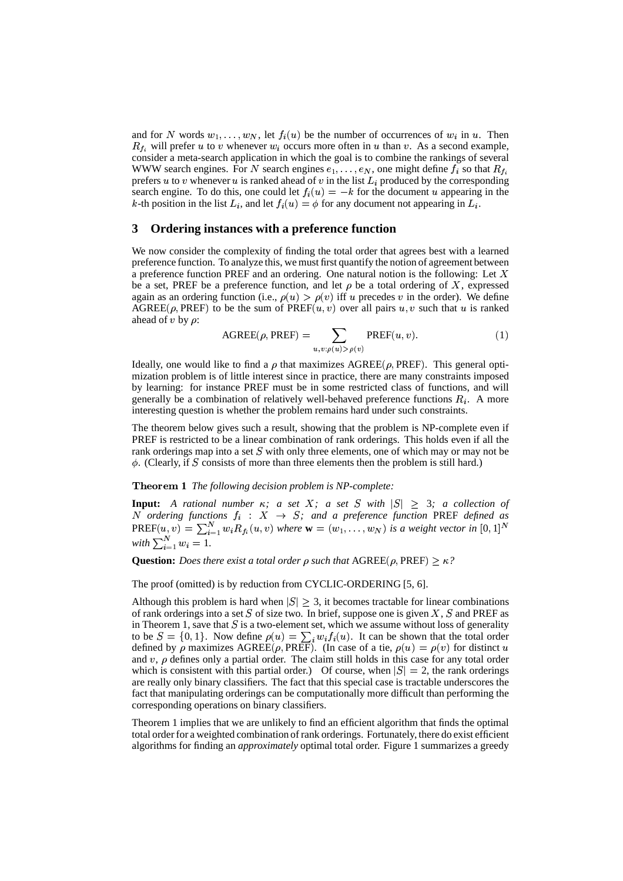and for $N$ words $w_1, \ldots, w_N$, let $f_i(u)$ be the number of occurrences of $w_i$ in $u$. Then $R_{f_i}$ will prefer $u$ to $v$ whenever $w_i$ occurs more often in $u$ than $v$. As a second example, consider a meta-search application in which the goal is to combine the rankings of several WWW search engines. For $N$ search engines $e_1, \ldots, e_N$, one might define $f_i$ so that $R_{f_i}$ prefers $u$ to $v$ whenever $u$ is ranked ahead of $v$ in the list $L_i$ produced by the corresponding search engine. To do this, one could let $f_i(u) = -k$ for the document $u$ appearing in the $k$-th position in the list $L_i$, and let $f_i(u) = \phi$ for any document not appearing in $L_i$.

## 3 Ordering instances with a preference function

We now consider the complexity of finding the total order that agrees best with a learned preference function. To analyze this, we must first quantify the notion of agreement between a preference function PREF and an ordering. One natural notion is the following: Let $X$ be a set, PREF be a preference function, and let $\rho$ be a total ordering of $X$, expressed again as an ordering function (i.e., $\rho(u) > \rho(v)$ iff $u$ precedes $v$ in the order). We define $\text{AGREE}(\rho, \text{PREF})$ to be the sum of $\text{PREF}(u, v)$ over all pairs $u, v$ such that $u$ is ranked ahead of $v$ by $\rho$:

$$\text{AGREE}(\rho, \text{PREF}) = \sum_{u,v:\rho(u)>\rho(v)} \text{PREF}(u, v). \tag{1}$$

Ideally, one would like to find a $\rho$ that maximizes $\text{AGREE}(\rho, \text{PREF})$. This general optimization problem is of little interest since in practice, there are many constraints imposed by learning: for instance PREF must be in some restricted class of functions, and will generally be a combination of relatively well-behaved preference functions $R_i$. A more interesting question is whether the problem remains hard under such constraints.

The theorem below gives such a result, showing that the problem is NP-complete even if PREF is restricted to be a linear combination of rank orderings. This holds even if all the rank orderings map into a set $S$ with only three elements, one of which may or may not be $\phi$. (Clearly, if $S$ consists of more than three elements then the problem is still hard.)

**Theorem 1** *The following decision problem is NP-complete:*

**Input:** *A rational number $\kappa$; a set $X$; a set $S$ with $|S| \geq 3$; a collection of $N$ ordering functions $f_i : X \to S$; and a preference function* PREF *defined as* $\text{PREF}(u, v) = \sum_{i=1}^{N} w_i R_{f_i}(u, v)$ *where* $\mathbf{w} = (w_1, \ldots, w_N)$ *is a weight vector in* $[0, 1]^N$ *with* $\sum_{i=1}^{N} w_i = 1$.

**Question:** *Does there exist a total order $\rho$ such that $\text{AGREE}(\rho, \text{PREF}) \geq \kappa$?*

The proof (omitted) is by reduction from CYCLIC-ORDERING [5, 6].

Although this problem is hard when $|S| \geq 3$, it becomes tractable for linear combinations of rank orderings into a set $S$ of size two. In brief, suppose one is given $X$, $S$ and PREF as in Theorem 1, save that $S$ is a two-element set, which we assume without loss of generality to be $S = \{0, 1\}$. Now define $\rho(u) = \sum_i w_i f_i(u)$. It can be shown that the total order defined by $\rho$ maximizes $\text{AGREE}(\rho, \text{PREF})$. (In case of a tie, $\rho(u) = \rho(v)$ for distinct $u$ and $v$, $\rho$ defines only a partial order. The claim still holds in this case for any total order which is consistent with this partial order.) Of course, when $|S| = 2$, the rank orderings are really only binary classifiers. The fact that this special case is tractable underscores the fact that manipulating orderings can be computationally more difficult than performing the corresponding operations on binary classifiers.

Theorem 1 implies that we are unlikely to find an efficient algorithm that finds the optimal total order for a weighted combination of rank orderings. Fortunately, there do exist efficient algorithms for finding an *approximately* optimal total order. Figure 1 summarizes a greedy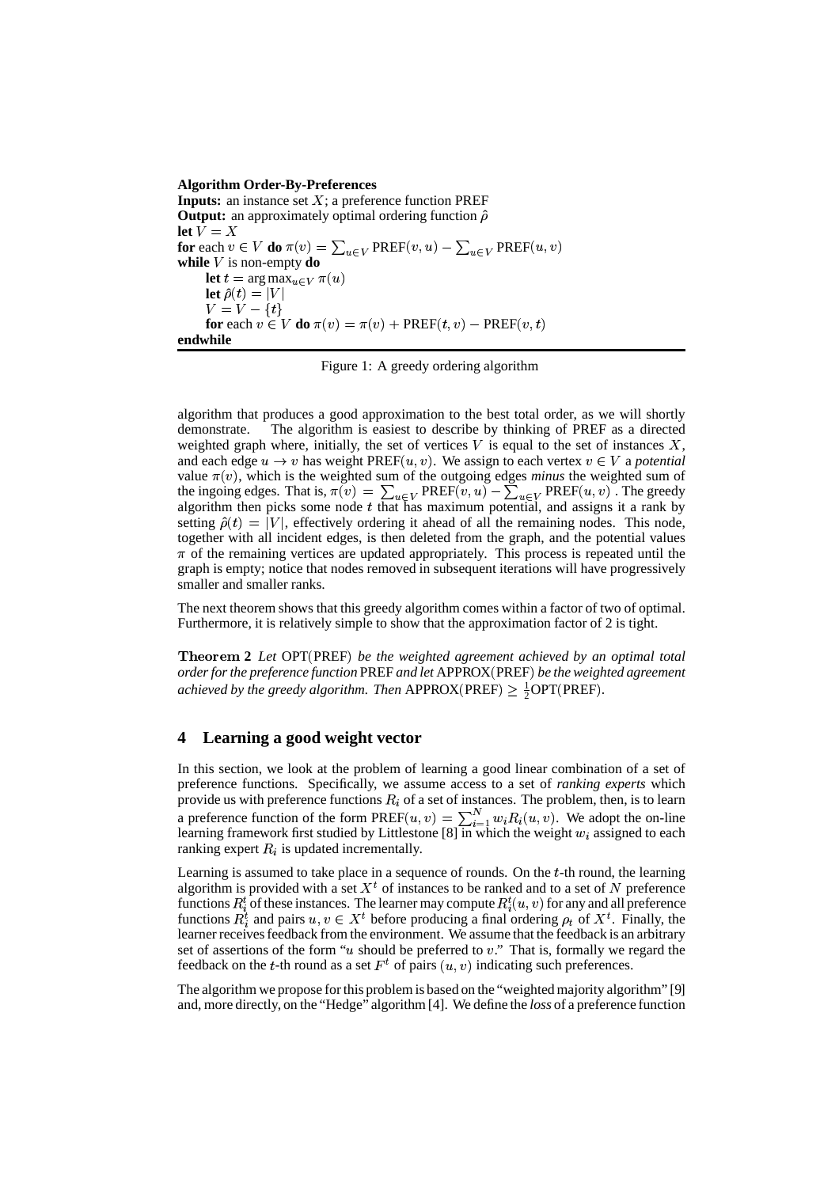**Algorithm Order-By-Preferences**
**Inputs:** an instance set $X$; a preference function PREF
**Output:** an approximately optimal ordering function $\hat{\rho}$
**let** $V = X$
**for** each $v \in V$ **do** $\pi(v) = \sum_{u \in V} \text{PREF}(v, u) - \sum_{u \in V} \text{PREF}(u, v)$
**while** $V$ is non-empty **do**
  **let** $t = \arg\max_{u \in V} \pi(u)$
  **let** $\hat{\rho}(t) = |V|$
  $V = V - \{t\}$
  **for** each $v \in V$ **do** $\pi(v) = \pi(v) + \text{PREF}(t, v) - \text{PREF}(v, t)$
**endwhile**

Figure 1: A greedy ordering algorithm

algorithm that produces a good approximation to the best total order, as we will shortly demonstrate. The algorithm is easiest to describe by thinking of PREF as a directed weighted graph where, initially, the set of vertices $V$ is equal to the set of instances $X$, and each edge $u \to v$ has weight $\text{PREF}(u, v)$. We assign to each vertex $v \in V$ a *potential* value $\pi(v)$, which is the weighted sum of the outgoing edges *minus* the weighted sum of the ingoing edges. That is, $\pi(v) = \sum_{u \in V} \text{PREF}(v, u) - \sum_{u \in V} \text{PREF}(u, v)$ . The greedy algorithm then picks some node $t$ that has maximum potential, and assigns it a rank by setting $\hat{\rho}(t) = |V|$, effectively ordering it ahead of all the remaining nodes. This node, together with all incident edges, is then deleted from the graph, and the potential values $\pi$ of the remaining vertices are updated appropriately. This process is repeated until the graph is empty; notice that nodes removed in subsequent iterations will have progressively smaller and smaller ranks.

The next theorem shows that this greedy algorithm comes within a factor of two of optimal. Furthermore, it is relatively simple to show that the approximation factor of 2 is tight.

**Theorem 2** *Let* OPT(PREF) *be the weighted agreement achieved by an optimal total order for the preference function* PREF *and let* APPROX(PREF) *be the weighted agreement achieved by the greedy algorithm. Then* $\text{APPROX(PREF)} \geq \frac{1}{2}\text{OPT(PREF)}$.

## 4 Learning a good weight vector

In this section, we look at the problem of learning a good linear combination of a set of preference functions. Specifically, we assume access to a set of *ranking experts* which provide us with preference functions $R_i$ of a set of instances. The problem, then, is to learn a preference function of the form $\text{PREF}(u, v) = \sum_{i=1}^{N} w_i R_i(u, v)$. We adopt the on-line learning framework first studied by Littlestone [8] in which the weight $w_i$ assigned to each ranking expert $R_i$ is updated incrementally.

Learning is assumed to take place in a sequence of rounds. On the $t$-th round, the learning algorithm is provided with a set $X^t$ of instances to be ranked and to a set of $N$ preference functions $R_i^t$ of these instances. The learner may compute $R_i^t(u, v)$ for any and all preference functions $R_i^t$ and pairs $u, v \in X^t$ before producing a final ordering $\rho_t$ of $X^t$. Finally, the learner receives feedback from the environment. We assume that the feedback is an arbitrary set of assertions of the form "$u$ should be preferred to $v$." That is, formally we regard the feedback on the $t$-th round as a set $F^t$ of pairs $(u, v)$ indicating such preferences.

The algorithm we propose for this problem is based on the "weighted majority algorithm" [9] and, more directly, on the "Hedge" algorithm [4]. We define the *loss* of a preference function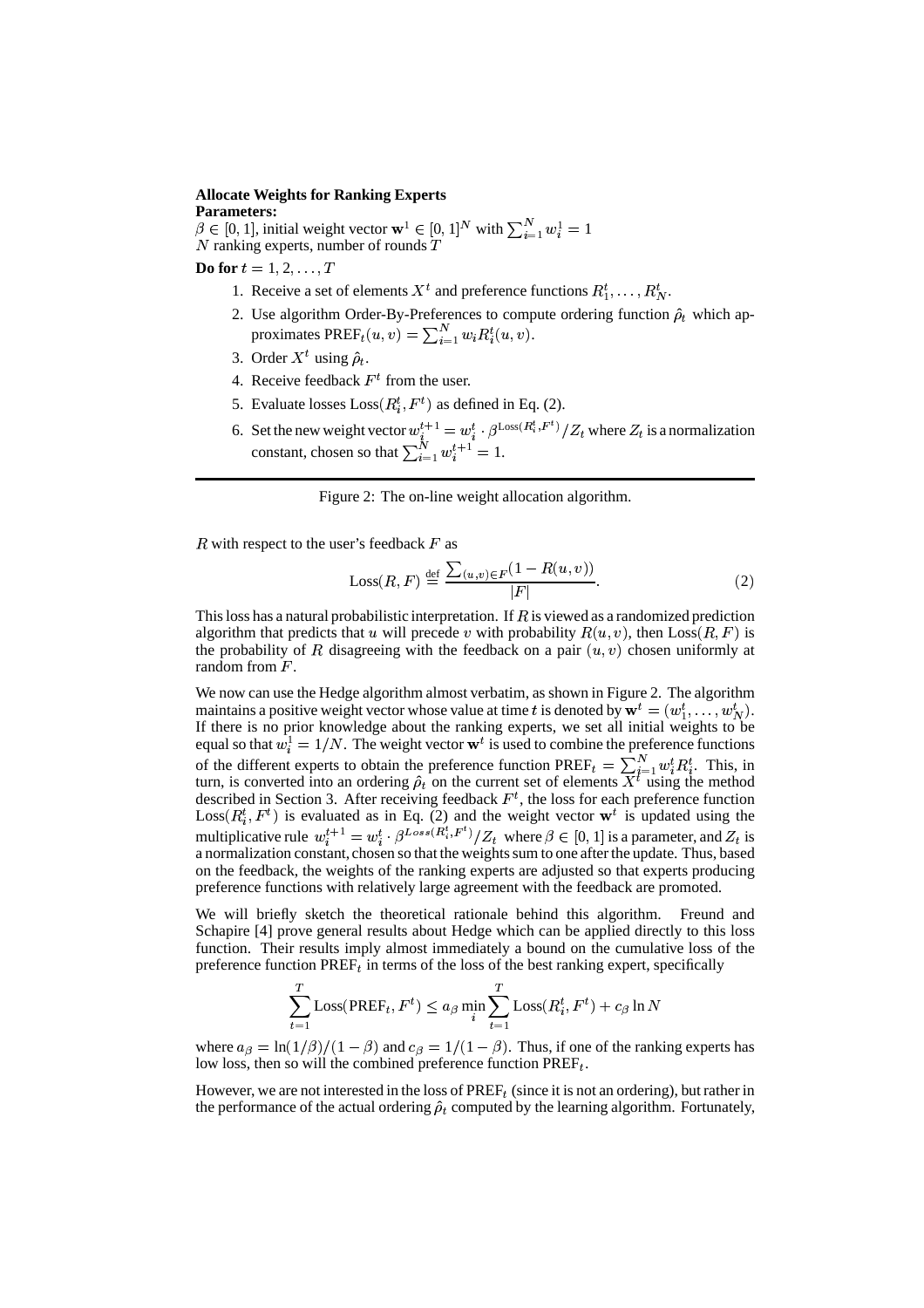**Allocate Weights for Ranking Experts**

**Parameters:**

$\beta \in [0, 1]$, initial weight vector $\mathbf{w}^1 \in [0, 1]^N$ with $\sum_{i=1}^N w_i^1 = 1$

$N$ ranking experts, number of rounds $T$

**Do for** $t = 1, 2, \ldots, T$

1. Receive a set of elements $X^t$ and preference functions $R_1^t, \ldots, R_N^t$.
2. Use algorithm Order-By-Preferences to compute ordering function $\hat{\rho}_t$ which approximates $\text{PREF}_t(u, v) = \sum_{i=1}^N w_i R_i^t(u, v)$.
3. Order $X^t$ using $\hat{\rho}_t$.
4. Receive feedback $F^t$ from the user.
5. Evaluate losses $\text{Loss}(R_i^t, F^t)$ as defined in Eq. (2).
6. Set the new weight vector $w_i^{t+1} = w_i^t \cdot \beta^{\text{Loss}(R_i^t, F^t)} / Z_t$ where $Z_t$ is a normalization constant, chosen so that $\sum_{i=1}^N w_i^{t+1} = 1$.

Figure 2: The on-line weight allocation algorithm.

$R$ with respect to the user's feedback $F$ as

$$\text{Loss}(R, F) \stackrel{\text{def}}{=} \frac{\sum_{(u,v) \in F} (1 - R(u, v))}{|F|}. \tag{2}$$

This loss has a natural probabilistic interpretation. If $R$ is viewed as a randomized prediction algorithm that predicts that $u$ will precede $v$ with probability $R(u, v)$, then $\text{Loss}(R, F)$ is the probability of $R$ disagreeing with the feedback on a pair $(u, v)$ chosen uniformly at random from $F$.

We now can use the Hedge algorithm almost verbatim, as shown in Figure 2. The algorithm maintains a positive weight vector whose value at time $t$ is denoted by $\mathbf{w}^t = (w_1^t, \ldots, w_N^t)$. If there is no prior knowledge about the ranking experts, we set all initial weights to be equal so that $w_i^1 = 1/N$. The weight vector $\mathbf{w}^t$ is used to combine the preference functions of the different experts to obtain the preference function $\text{PREF}_t = \sum_{i=1}^N w_i^t R_i^t$. This, in turn, is converted into an ordering $\hat{\rho}_t$ on the current set of elements $X^t$ using the method described in Section 3. After receiving feedback $F^t$, the loss for each preference function $\text{Loss}(R_i^t, F^t)$ is evaluated as in Eq. (2) and the weight vector $\mathbf{w}^t$ is updated using the multiplicative rule $w_i^{t+1} = w_i^t \cdot \beta^{Loss(R_i^t, F^t)} / Z_t$ where $\beta \in [0, 1]$ is a parameter, and $Z_t$ is a normalization constant, chosen so that the weights sum to one after the update. Thus, based on the feedback, the weights of the ranking experts are adjusted so that experts producing preference functions with relatively large agreement with the feedback are promoted.

We will briefly sketch the theoretical rationale behind this algorithm. Freund and Schapire [4] prove general results about Hedge which can be applied directly to this loss function. Their results imply almost immediately a bound on the cumulative loss of the preference function $\text{PREF}_t$ in terms of the loss of the best ranking expert, specifically

$$\sum_{t=1}^T \text{Loss}(\text{PREF}_t, F^t) \leq a_\beta \min_i \sum_{t=1}^T \text{Loss}(R_i^t, F^t) + c_\beta \ln N$$

where $a_\beta = \ln(1/\beta)/(1 - \beta)$ and $c_\beta = 1/(1 - \beta)$. Thus, if one of the ranking experts has low loss, then so will the combined preference function $\text{PREF}_t$.

However, we are not interested in the loss of $\text{PREF}_t$ (since it is not an ordering), but rather in the performance of the actual ordering $\hat{\rho}_t$ computed by the learning algorithm. Fortunately,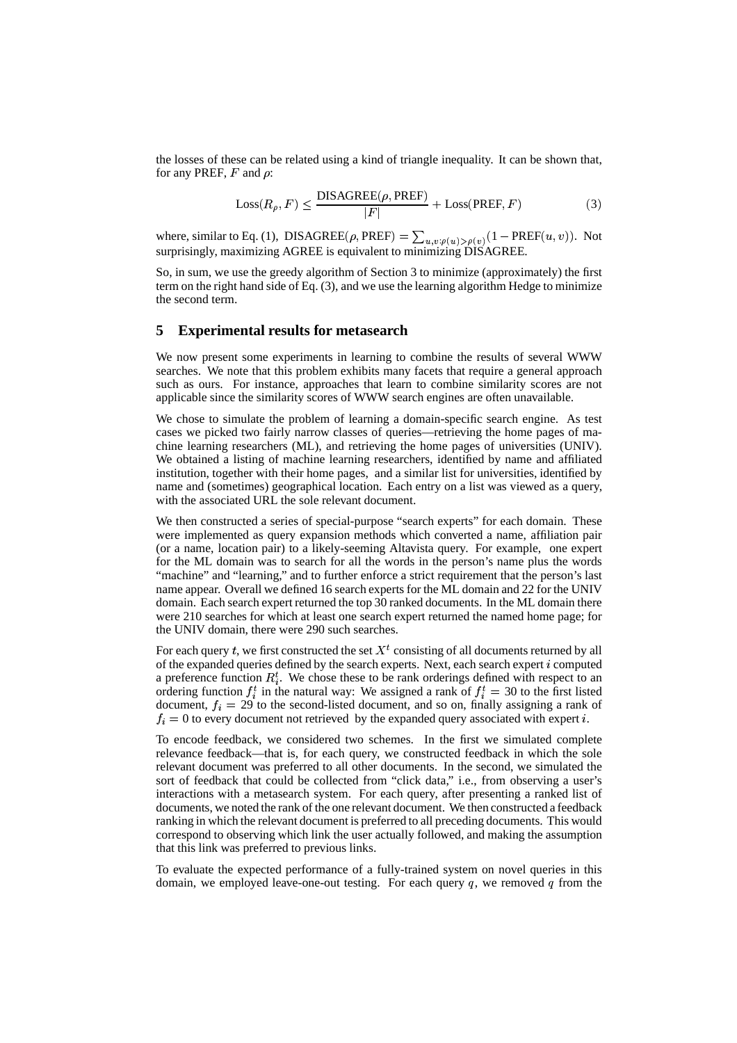the losses of these can be related using a kind of triangle inequality. It can be shown that, for any PREF, $F$ and $\rho$:

$$\text{Loss}(R_\rho, F) \leq \frac{\text{DISAGREE}(\rho, \text{PREF})}{|F|} + \text{Loss}(\text{PREF}, F) \tag{3}$$

where, similar to Eq. (1), $\text{DISAGREE}(\rho, \text{PREF}) = \sum_{u,v:\rho(u)>\rho(v)}(1 - \text{PREF}(u,v))$. Not surprisingly, maximizing AGREE is equivalent to minimizing DISAGREE.

So, in sum, we use the greedy algorithm of Section 3 to minimize (approximately) the first term on the right hand side of Eq. (3), and we use the learning algorithm Hedge to minimize the second term.

## 5 Experimental results for metasearch

We now present some experiments in learning to combine the results of several WWW searches. We note that this problem exhibits many facets that require a general approach such as ours. For instance, approaches that learn to combine similarity scores are not applicable since the similarity scores of WWW search engines are often unavailable.

We chose to simulate the problem of learning a domain-specific search engine. As test cases we picked two fairly narrow classes of queries—retrieving the home pages of machine learning researchers (ML), and retrieving the home pages of universities (UNIV). We obtained a listing of machine learning researchers, identified by name and affiliated institution, together with their home pages, and a similar list for universities, identified by name and (sometimes) geographical location. Each entry on a list was viewed as a query, with the associated URL the sole relevant document.

We then constructed a series of special-purpose "search experts" for each domain. These were implemented as query expansion methods which converted a name, affiliation pair (or a name, location pair) to a likely-seeming Altavista query. For example, one expert for the ML domain was to search for all the words in the person's name plus the words "machine" and "learning," and to further enforce a strict requirement that the person's last name appear. Overall we defined 16 search experts for the ML domain and 22 for the UNIV domain. Each search expert returned the top 30 ranked documents. In the ML domain there were 210 searches for which at least one search expert returned the named home page; for the UNIV domain, there were 290 such searches.

For each query $t$, we first constructed the set $X^t$ consisting of all documents returned by all of the expanded queries defined by the search experts. Next, each search expert $i$ computed a preference function $R_i^t$. We chose these to be rank orderings defined with respect to an ordering function $f_i^t$ in the natural way: We assigned a rank of $f_i^t = 30$ to the first listed document, $f_i = 29$ to the second-listed document, and so on, finally assigning a rank of $f_i = 0$ to every document not retrieved by the expanded query associated with expert $i$.

To encode feedback, we considered two schemes. In the first we simulated complete relevance feedback—that is, for each query, we constructed feedback in which the sole relevant document was preferred to all other documents. In the second, we simulated the sort of feedback that could be collected from "click data," i.e., from observing a user's interactions with a metasearch system. For each query, after presenting a ranked list of documents, we noted the rank of the one relevant document. We then constructed a feedback ranking in which the relevant document is preferred to all preceding documents. This would correspond to observing which link the user actually followed, and making the assumption that this link was preferred to previous links.

To evaluate the expected performance of a fully-trained system on novel queries in this domain, we employed leave-one-out testing. For each query $q$, we removed $q$ from the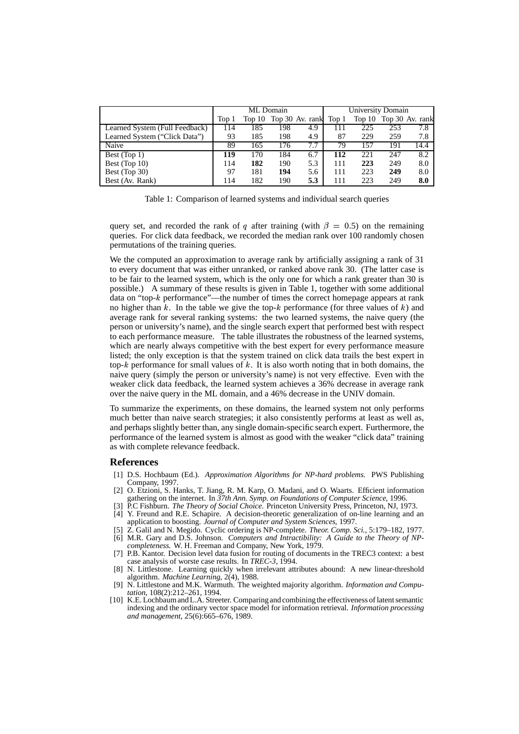| | ML Domain | | | | University Domain | | | |
|---|---|---|---|---|---|---|---|---|
| | Top 1 | Top 10 | Top 30 | Av. rank | Top 1 | Top 10 | Top 30 | Av. rank |
| Learned System (Full Feedback) | 114 | 185 | 198 | 4.9 | 111 | 225 | 253 | 7.8 |
| Learned System ("Click Data") | 93 | 185 | 198 | 4.9 | 87 | 229 | 259 | 7.8 |
| Naive | 89 | 165 | 176 | 7.7 | 79 | 157 | 191 | 14.4 |
| Best (Top 1) | **119** | 170 | 184 | 6.7 | **112** | 221 | 247 | 8.2 |
| Best (Top 10) | 114 | **182** | 190 | 5.3 | 111 | **223** | 249 | 8.0 |
| Best (Top 30) | 97 | 181 | **194** | 5.6 | 111 | 223 | **249** | 8.0 |
| Best (Av. Rank) | 114 | 182 | 190 | **5.3** | 111 | 223 | 249 | **8.0** |

Table 1: Comparison of learned systems and individual search queries

query set, and recorded the rank of $q$ after training (with $\beta = 0.5$) on the remaining queries. For click data feedback, we recorded the median rank over 100 randomly chosen permutations of the training queries.

We the computed an approximation to average rank by artificially assigning a rank of 31 to every document that was either unranked, or ranked above rank 30. (The latter case is to be fair to the learned system, which is the only one for which a rank greater than 30 is possible.) A summary of these results is given in Table 1, together with some additional data on "top-$k$ performance"—the number of times the correct homepage appears at rank no higher than $k$. In the table we give the top-$k$ performance (for three values of $k$) and average rank for several ranking systems: the two learned systems, the naive query (the person or university's name), and the single search expert that performed best with respect to each performance measure. The table illustrates the robustness of the learned systems, which are nearly always competitive with the best expert for every performance measure listed; the only exception is that the system trained on click data trails the best expert in top-$k$ performance for small values of $k$. It is also worth noting that in both domains, the naive query (simply the person or university's name) is not very effective. Even with the weaker click data feedback, the learned system achieves a 36% decrease in average rank over the naive query in the ML domain, and a 46% decrease in the UNIV domain.

To summarize the experiments, on these domains, the learned system not only performs much better than naive search strategies; it also consistently performs at least as well as, and perhaps slightly better than, any single domain-specific search expert. Furthermore, the performance of the learned system is almost as good with the weaker "click data" training as with complete relevance feedback.

## References

[1] D.S. Hochbaum (Ed.). *Approximation Algorithms for NP-hard problems.* PWS Publishing Company, 1997.

[2] O. Etzioni, S. Hanks, T. Jiang, R. M. Karp, O. Madani, and O. Waarts. Efficient information gathering on the internet. In *37th Ann. Symp. on Foundations of Computer Science*, 1996.

[3] P.C Fishburn. *The Theory of Social Choice.* Princeton University Press, Princeton, NJ, 1973.

[4] Y. Freund and R.E. Schapire. A decision-theoretic generalization of on-line learning and an application to boosting. *Journal of Computer and System Sciences*, 1997.

[5] Z. Galil and N. Megido. Cyclic ordering is NP-complete. *Theor. Comp. Sci.*, 5:179–182, 1977.

[6] M.R. Gary and D.S. Johnson. *Computers and Intractibility: A Guide to the Theory of NP-completeness.* W. H. Freeman and Company, New York, 1979.

[7] P.B. Kantor. Decision level data fusion for routing of documents in the TREC3 context: a best case analysis of worste case results. In *TREC-3*, 1994.

[8] N. Littlestone. Learning quickly when irrelevant attributes abound: A new linear-threshold algorithm. *Machine Learning*, 2(4), 1988.

[9] N. Littlestone and M.K. Warmuth. The weighted majority algorithm. *Information and Computation*, 108(2):212–261, 1994.

[10] K.E. Lochbaum and L.A. Streeter. Comparing and combining the effectiveness of latent semantic indexing and the ordinary vector space model for information retrieval. *Information processing and management*, 25(6):665–676, 1989.